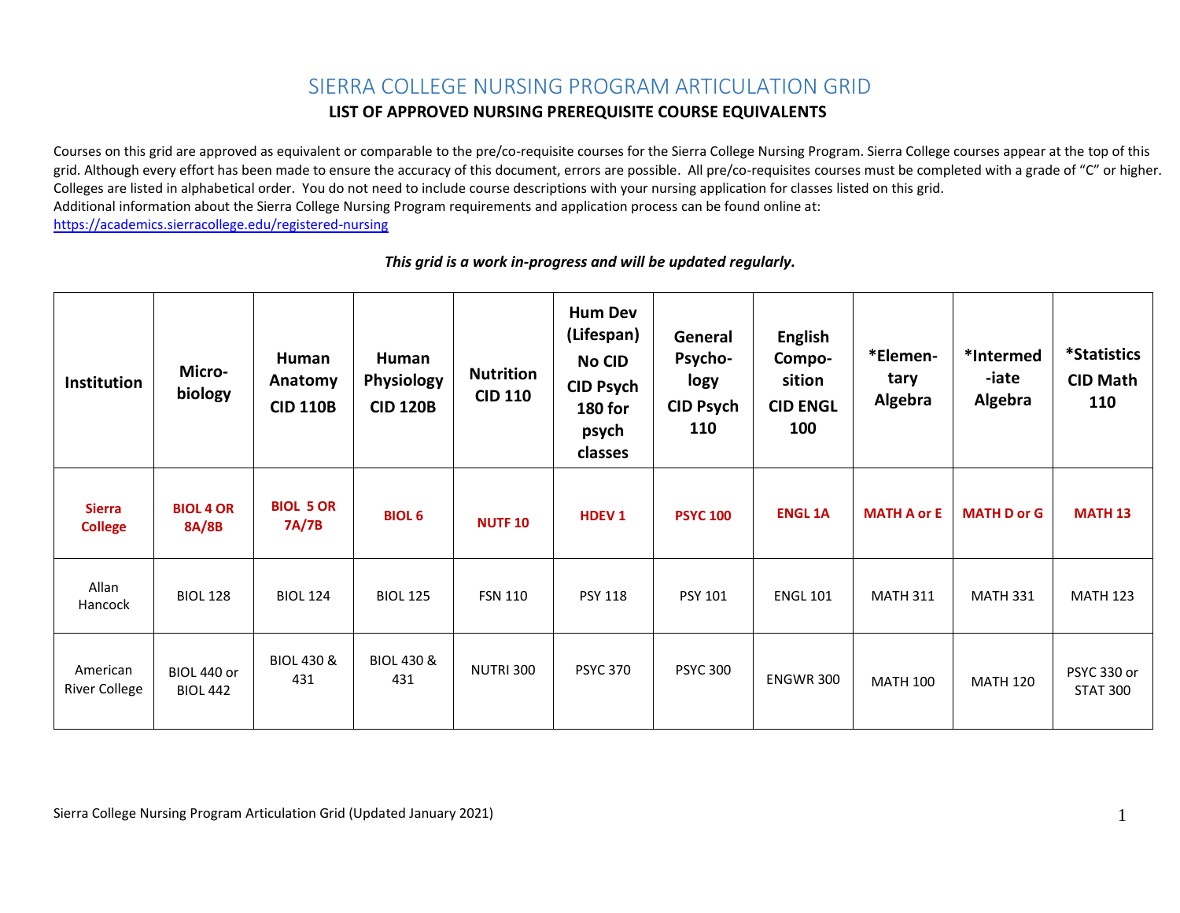# SIERRA COLLEGE NURSING PROGRAM ARTICULATION GRID

## LIST OF APPROVED NURSING PREREQUISITE COURSE EQUIVALENTS

Courses on this grid are approved as equivalent or comparable to the pre/co-requisite courses for the Sierra College Nursing Program. Sierra College courses appear at the top of this grid. Although every effort has been made to ensure the accuracy of this document, errors are possible. All pre/co-requisites courses must be completed with a grade of "C" or higher. Colleges are listed in alphabetical order. You do not need to include course descriptions with your nursing application for classes listed on this grid.
Additional information about the Sierra College Nursing Program requirements and application process can be found online at:
https://academics.sierracollege.edu/registered-nursing

***This grid is a work in-progress and will be updated regularly.***

| Institution | Micro-biology | Human Anatomy CID 110B | Human Physiology CID 120B | Nutrition CID 110 | Hum Dev (Lifespan) No CID CID Psych 180 for psych classes | General Psycho-logy CID Psych 110 | English Compo-sition CID ENGL 100 | *Elemen-tary Algebra | *Intermed-iate Algebra | *Statistics CID Math 110 |
|---|---|---|---|---|---|---|---|---|---|---|
| **Sierra College** | **BIOL 4 OR 8A/8B** | **BIOL 5 OR 7A/7B** | **BIOL 6** | **NUTF 10** | **HDEV 1** | **PSYC 100** | **ENGL 1A** | **MATH A or E** | **MATH D or G** | **MATH 13** |
| Allan Hancock | BIOL 128 | BIOL 124 | BIOL 125 | FSN 110 | PSY 118 | PSY 101 | ENGL 101 | MATH 311 | MATH 331 | MATH 123 |
| American River College | BIOL 440 or BIOL 442 | BIOL 430 & 431 | BIOL 430 & 431 | NUTRI 300 | PSYC 370 | PSYC 300 | ENGWR 300 | MATH 100 | MATH 120 | PSYC 330 or STAT 300 |

Sierra College Nursing Program Articulation Grid (Updated January 2021)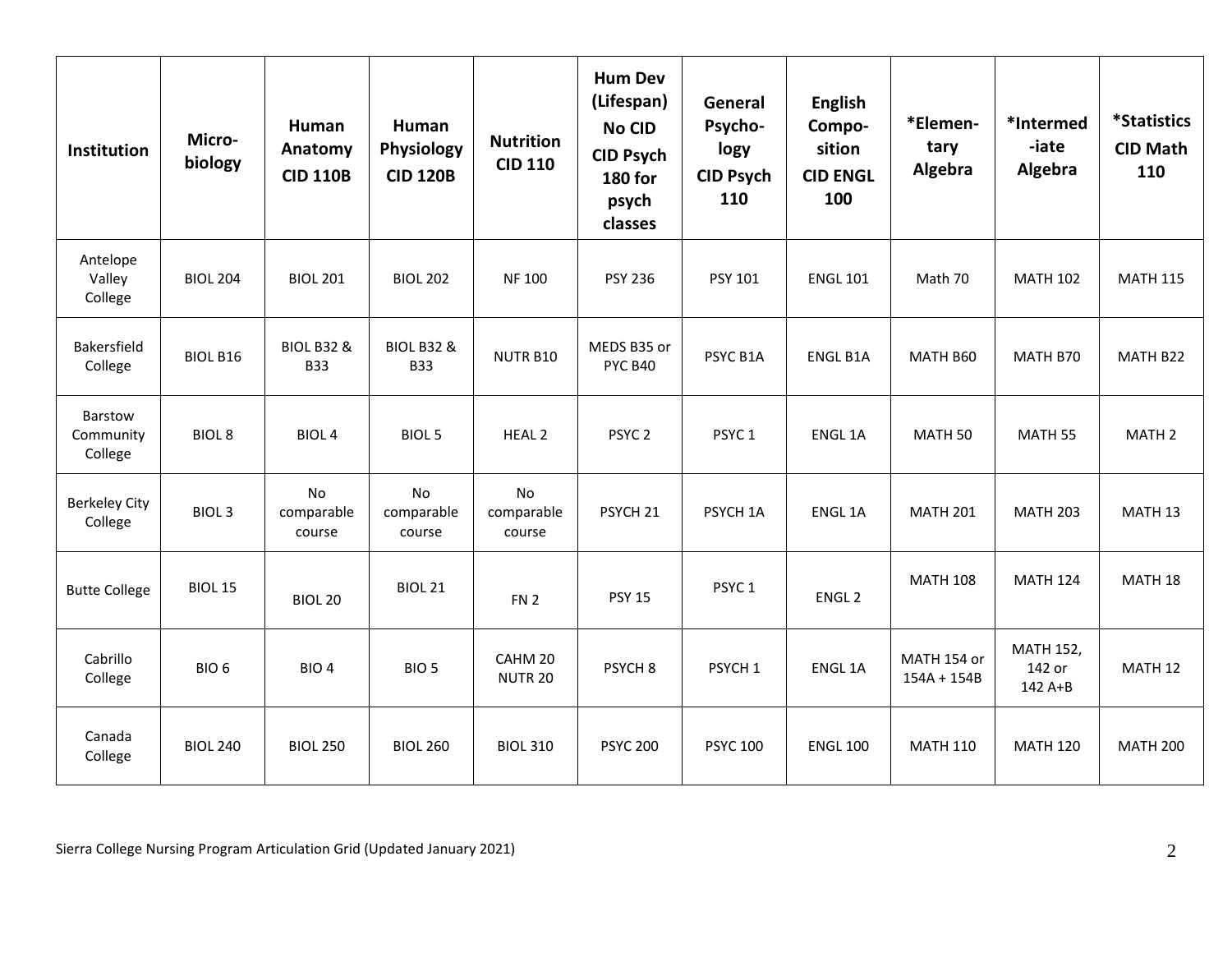| Institution | Micro-biology | Human Anatomy CID 110B | Human Physiology CID 120B | Nutrition CID 110 | Hum Dev (Lifespan) No CID CID Psych 180 for psych classes | General Psycho-logy CID Psych 110 | English Compo-sition CID ENGL 100 | *Elemen-tary Algebra | *Intermed-iate Algebra | *Statistics CID Math 110 |
|---|---|---|---|---|---|---|---|---|---|---|
| Antelope Valley College | BIOL 204 | BIOL 201 | BIOL 202 | NF 100 | PSY 236 | PSY 101 | ENGL 101 | Math 70 | MATH 102 | MATH 115 |
| Bakersfield College | BIOL B16 | BIOL B32 & B33 | BIOL B32 & B33 | NUTR B10 | MEDS B35 or PYC B40 | PSYC B1A | ENGL B1A | MATH B60 | MATH B70 | MATH B22 |
| Barstow Community College | BIOL 8 | BIOL 4 | BIOL 5 | HEAL 2 | PSYC 2 | PSYC 1 | ENGL 1A | MATH 50 | MATH 55 | MATH 2 |
| Berkeley City College | BIOL 3 | No comparable course | No comparable course | No comparable course | PSYCH 21 | PSYCH 1A | ENGL 1A | MATH 201 | MATH 203 | MATH 13 |
| Butte College | BIOL 15 | BIOL 20 | BIOL 21 | FN 2 | PSY 15 | PSYC 1 | ENGL 2 | MATH 108 | MATH 124 | MATH 18 |
| Cabrillo College | BIO 6 | BIO 4 | BIO 5 | CAHM 20 NUTR 20 | PSYCH 8 | PSYCH 1 | ENGL 1A | MATH 154 or 154A + 154B | MATH 152, 142 or 142 A+B | MATH 12 |
| Canada College | BIOL 240 | BIOL 250 | BIOL 260 | BIOL 310 | PSYC 200 | PSYC 100 | ENGL 100 | MATH 110 | MATH 120 | MATH 200 |

Sierra College Nursing Program Articulation Grid (Updated January 2021)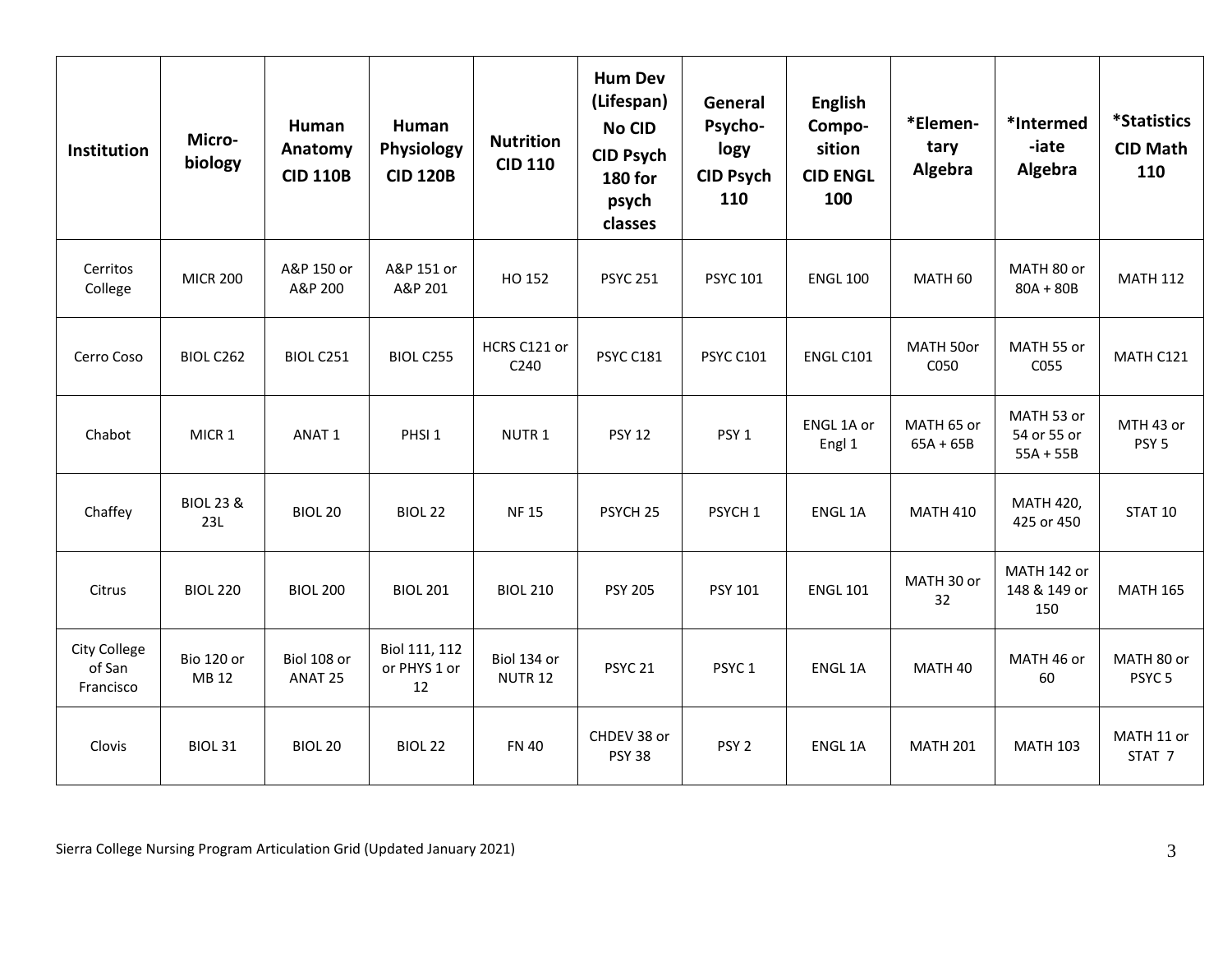| Institution | Micro-biology | Human Anatomy CID 110B | Human Physiology CID 120B | Nutrition CID 110 | Hum Dev (Lifespan) No CID CID Psych 180 for psych classes | General Psycho-logy CID Psych 110 | English Compo-sition CID ENGL 100 | *Elemen-tary Algebra | *Intermed-iate Algebra | *Statistics CID Math 110 |
|---|---|---|---|---|---|---|---|---|---|---|
| Cerritos College | MICR 200 | A&P 150 or A&P 200 | A&P 151 or A&P 201 | HO 152 | PSYC 251 | PSYC 101 | ENGL 100 | MATH 60 | MATH 80 or 80A + 80B | MATH 112 |
| Cerro Coso | BIOL C262 | BIOL C251 | BIOL C255 | HCRS C121 or C240 | PSYC C181 | PSYC C101 | ENGL C101 | MATH 50or C050 | MATH 55 or C055 | MATH C121 |
| Chabot | MICR 1 | ANAT 1 | PHSI 1 | NUTR 1 | PSY 12 | PSY 1 | ENGL 1A or Engl 1 | MATH 65 or 65A + 65B | MATH 53 or 54 or 55 or 55A + 55B | MTH 43 or PSY 5 |
| Chaffey | BIOL 23 & 23L | BIOL 20 | BIOL 22 | NF 15 | PSYCH 25 | PSYCH 1 | ENGL 1A | MATH 410 | MATH 420, 425 or 450 | STAT 10 |
| Citrus | BIOL 220 | BIOL 200 | BIOL 201 | BIOL 210 | PSY 205 | PSY 101 | ENGL 101 | MATH 30 or 32 | MATH 142 or 148 & 149 or 150 | MATH 165 |
| City College of San Francisco | Bio 120 or MB 12 | Biol 108 or ANAT 25 | Biol 111, 112 or PHYS 1 or 12 | Biol 134 or NUTR 12 | PSYC 21 | PSYC 1 | ENGL 1A | MATH 40 | MATH 46 or 60 | MATH 80 or PSYC 5 |
| Clovis | BIOL 31 | BIOL 20 | BIOL 22 | FN 40 | CHDEV 38 or PSY 38 | PSY 2 | ENGL 1A | MATH 201 | MATH 103 | MATH 11 or STAT 7 |

Sierra College Nursing Program Articulation Grid (Updated January 2021)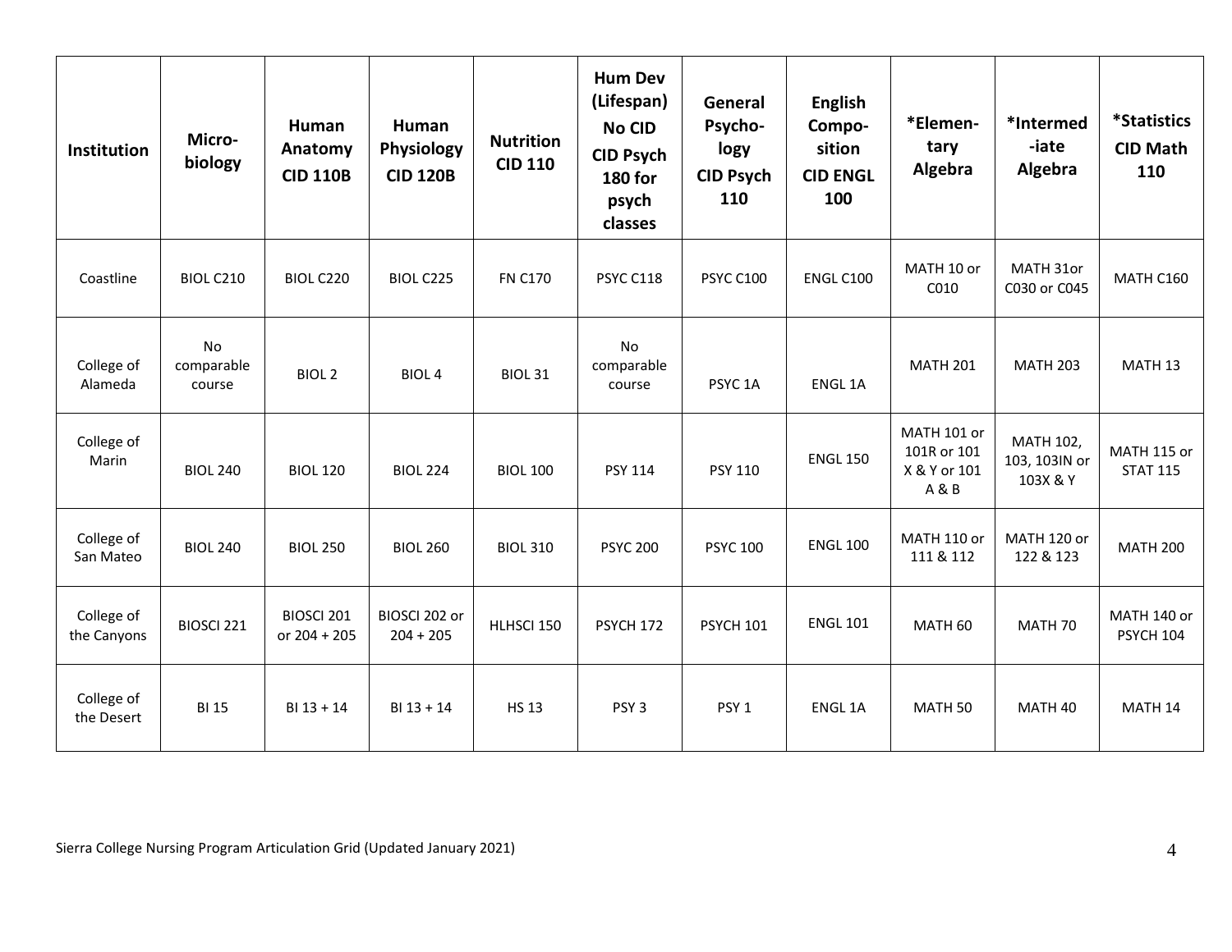| Institution | Micro-biology | Human Anatomy CID 110B | Human Physiology CID 120B | Nutrition CID 110 | Hum Dev (Lifespan) No CID CID Psych 180 for psych classes | General Psycho-logy CID Psych 110 | English Compo-sition CID ENGL 100 | *Elemen-tary Algebra | *Intermed-iate Algebra | *Statistics CID Math 110 |
|---|---|---|---|---|---|---|---|---|---|---|
| Coastline | BIOL C210 | BIOL C220 | BIOL C225 | FN C170 | PSYC C118 | PSYC C100 | ENGL C100 | MATH 10 or C010 | MATH 31or C030 or C045 | MATH C160 |
| College of Alameda | No comparable course | BIOL 2 | BIOL 4 | BIOL 31 | No comparable course | PSYC 1A | ENGL 1A | MATH 201 | MATH 203 | MATH 13 |
| College of Marin | BIOL 240 | BIOL 120 | BIOL 224 | BIOL 100 | PSY 114 | PSY 110 | ENGL 150 | MATH 101 or 101R or 101 X & Y or 101 A & B | MATH 102, 103, 103IN or 103X & Y | MATH 115 or STAT 115 |
| College of San Mateo | BIOL 240 | BIOL 250 | BIOL 260 | BIOL 310 | PSYC 200 | PSYC 100 | ENGL 100 | MATH 110 or 111 & 112 | MATH 120 or 122 & 123 | MATH 200 |
| College of the Canyons | BIOSCI 221 | BIOSCI 201 or 204 + 205 | BIOSCI 202 or 204 + 205 | HLHSCI 150 | PSYCH 172 | PSYCH 101 | ENGL 101 | MATH 60 | MATH 70 | MATH 140 or PSYCH 104 |
| College of the Desert | BI 15 | BI 13 + 14 | BI 13 + 14 | HS 13 | PSY 3 | PSY 1 | ENGL 1A | MATH 50 | MATH 40 | MATH 14 |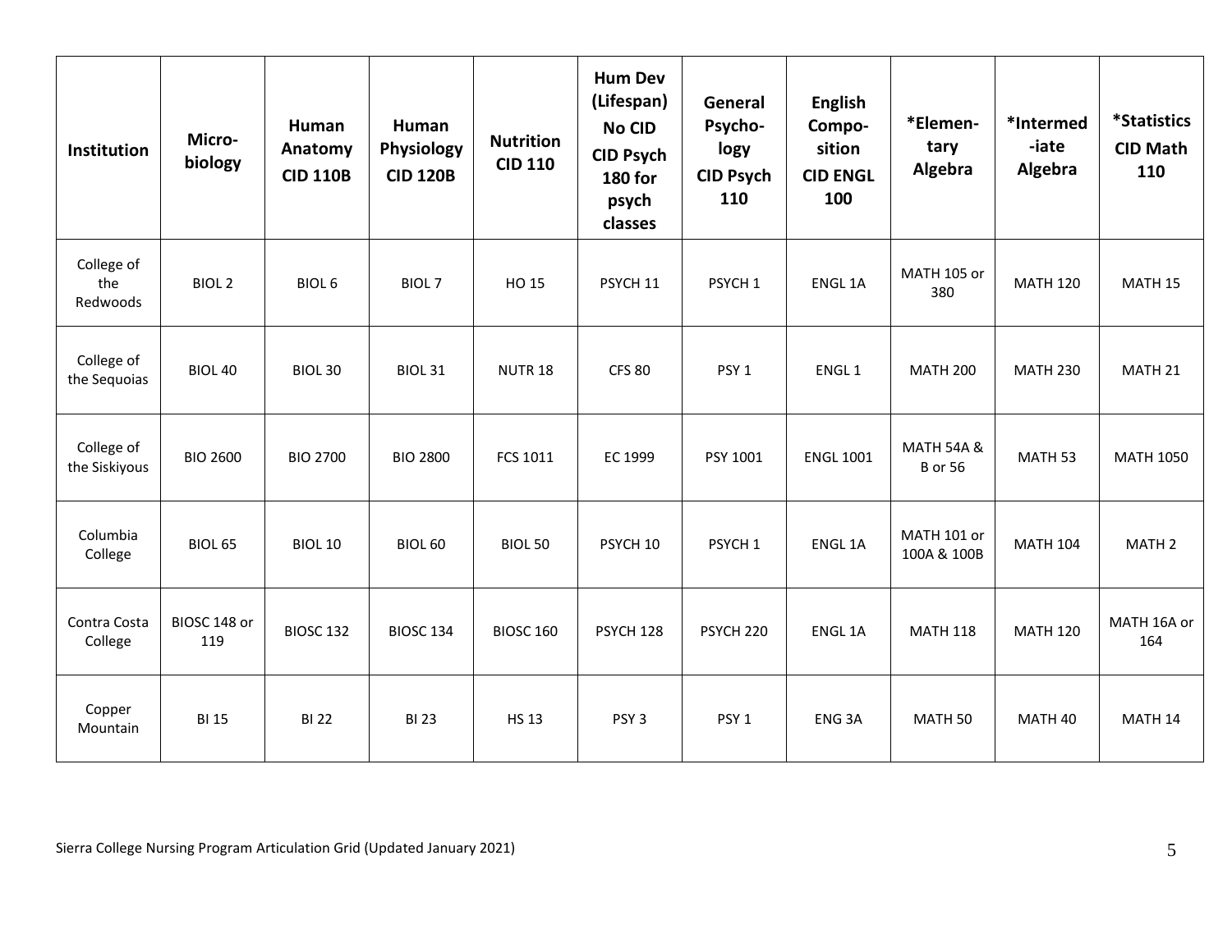| Institution | Micro-biology | Human Anatomy CID 110B | Human Physiology CID 120B | Nutrition CID 110 | Hum Dev (Lifespan) No CID CID Psych 180 for psych classes | General Psycho-logy CID Psych 110 | English Compo-sition CID ENGL 100 | *Elemen-tary Algebra | *Intermed-iate Algebra | *Statistics CID Math 110 |
|---|---|---|---|---|---|---|---|---|---|---|
| College of the Redwoods | BIOL 2 | BIOL 6 | BIOL 7 | HO 15 | PSYCH 11 | PSYCH 1 | ENGL 1A | MATH 105 or 380 | MATH 120 | MATH 15 |
| College of the Sequoias | BIOL 40 | BIOL 30 | BIOL 31 | NUTR 18 | CFS 80 | PSY 1 | ENGL 1 | MATH 200 | MATH 230 | MATH 21 |
| College of the Siskiyous | BIO 2600 | BIO 2700 | BIO 2800 | FCS 1011 | EC 1999 | PSY 1001 | ENGL 1001 | MATH 54A & B or 56 | MATH 53 | MATH 1050 |
| Columbia College | BIOL 65 | BIOL 10 | BIOL 60 | BIOL 50 | PSYCH 10 | PSYCH 1 | ENGL 1A | MATH 101 or 100A & 100B | MATH 104 | MATH 2 |
| Contra Costa College | BIOSC 148 or 119 | BIOSC 132 | BIOSC 134 | BIOSC 160 | PSYCH 128 | PSYCH 220 | ENGL 1A | MATH 118 | MATH 120 | MATH 16A or 164 |
| Copper Mountain | BI 15 | BI 22 | BI 23 | HS 13 | PSY 3 | PSY 1 | ENG 3A | MATH 50 | MATH 40 | MATH 14 |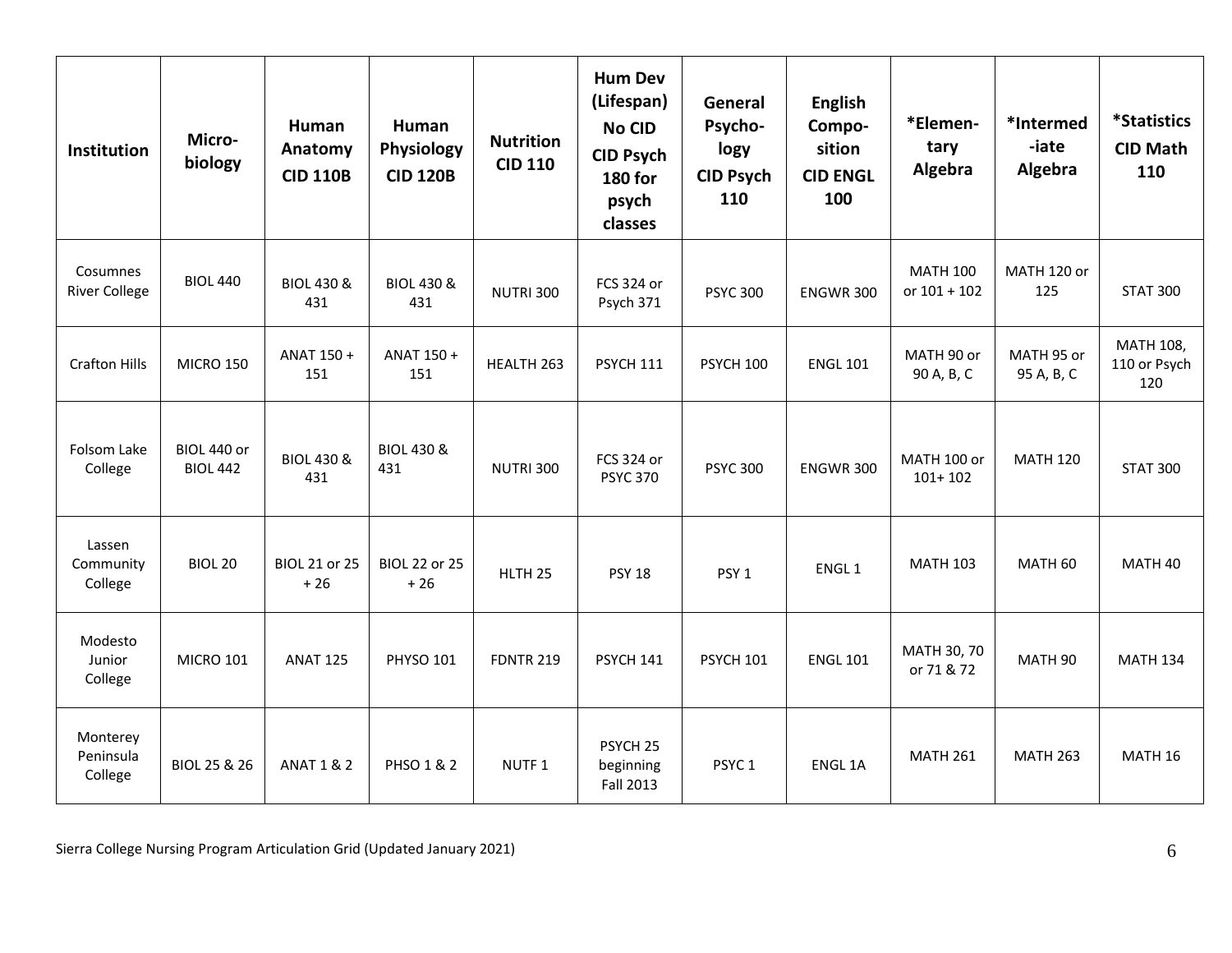| Institution | Micro-biology | Human Anatomy CID 110B | Human Physiology CID 120B | Nutrition CID 110 | Hum Dev (Lifespan) No CID CID Psych 180 for psych classes | General Psycho-logy CID Psych 110 | English Compo-sition CID ENGL 100 | *Elemen-tary Algebra | *Intermed-iate Algebra | *Statistics CID Math 110 |
|---|---|---|---|---|---|---|---|---|---|---|
| Cosumnes River College | BIOL 440 | BIOL 430 & 431 | BIOL 430 & 431 | NUTRI 300 | FCS 324 or Psych 371 | PSYC 300 | ENGWR 300 | MATH 100 or 101 + 102 | MATH 120 or 125 | STAT 300 |
| Crafton Hills | MICRO 150 | ANAT 150 + 151 | ANAT 150 + 151 | HEALTH 263 | PSYCH 111 | PSYCH 100 | ENGL 101 | MATH 90 or 90 A, B, C | MATH 95 or 95 A, B, C | MATH 108, 110 or Psych 120 |
| Folsom Lake College | BIOL 440 or BIOL 442 | BIOL 430 & 431 | BIOL 430 & 431 | NUTRI 300 | FCS 324 or PSYC 370 | PSYC 300 | ENGWR 300 | MATH 100 or 101+ 102 | MATH 120 | STAT 300 |
| Lassen Community College | BIOL 20 | BIOL 21 or 25 + 26 | BIOL 22 or 25 + 26 | HLTH 25 | PSY 18 | PSY 1 | ENGL 1 | MATH 103 | MATH 60 | MATH 40 |
| Modesto Junior College | MICRO 101 | ANAT 125 | PHYSO 101 | FDNTR 219 | PSYCH 141 | PSYCH 101 | ENGL 101 | MATH 30, 70 or 71 & 72 | MATH 90 | MATH 134 |
| Monterey Peninsula College | BIOL 25 & 26 | ANAT 1 & 2 | PHSO 1 & 2 | NUTF 1 | PSYCH 25 beginning Fall 2013 | PSYC 1 | ENGL 1A | MATH 261 | MATH 263 | MATH 16 |

Sierra College Nursing Program Articulation Grid (Updated January 2021)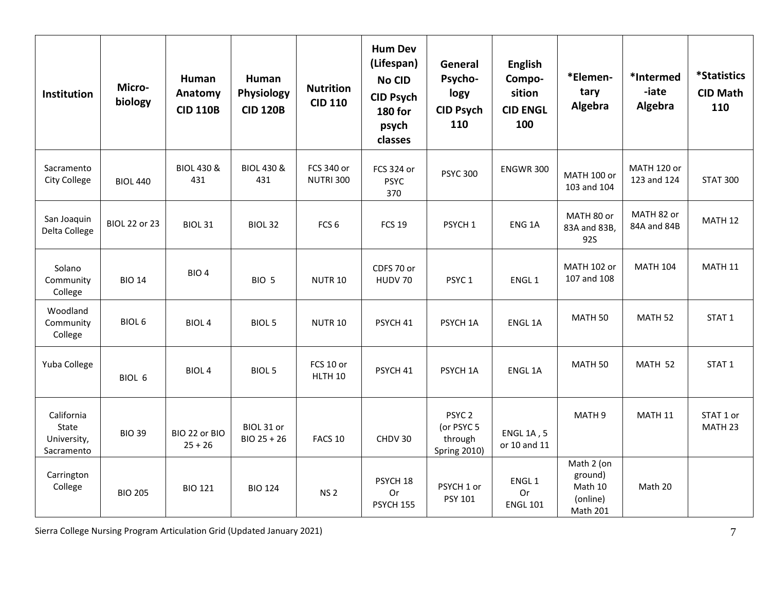| Institution | Micro-biology | Human Anatomy CID 110B | Human Physiology CID 120B | Nutrition CID 110 | Hum Dev (Lifespan) No CID CID Psych 180 for psych classes | General Psycho-logy CID Psych 110 | English Compo-sition CID ENGL 100 | *Elemen-tary Algebra | *Intermed-iate Algebra | *Statistics CID Math 110 |
|---|---|---|---|---|---|---|---|---|---|---|
| Sacramento City College | BIOL 440 | BIOL 430 & 431 | BIOL 430 & 431 | FCS 340 or NUTRI 300 | FCS 324 or PSYC 370 | PSYC 300 | ENGWR 300 | MATH 100 or 103 and 104 | MATH 120 or 123 and 124 | STAT 300 |
| San Joaquin Delta College | BIOL 22 or 23 | BIOL 31 | BIOL 32 | FCS 6 | FCS 19 | PSYCH 1 | ENG 1A | MATH 80 or 83A and 83B, 92S | MATH 82 or 84A and 84B | MATH 12 |
| Solano Community College | BIO 14 | BIO 4 | BIO 5 | NUTR 10 | CDFS 70 or HUDV 70 | PSYC 1 | ENGL 1 | MATH 102 or 107 and 108 | MATH 104 | MATH 11 |
| Woodland Community College | BIOL 6 | BIOL 4 | BIOL 5 | NUTR 10 | PSYCH 41 | PSYCH 1A | ENGL 1A | MATH 50 | MATH 52 | STAT 1 |
| Yuba College | BIOL 6 | BIOL 4 | BIOL 5 | FCS 10 or HLTH 10 | PSYCH 41 | PSYCH 1A | ENGL 1A | MATH 50 | MATH 52 | STAT 1 |
| California State University, Sacramento | BIO 39 | BIO 22 or BIO 25 + 26 | BIOL 31 or BIO 25 + 26 | FACS 10 | CHDV 30 | PSYC 2 (or PSYC 5 through Spring 2010) | ENGL 1A , 5 or 10 and 11 | MATH 9 | MATH 11 | STAT 1 or MATH 23 |
| Carrington College | BIO 205 | BIO 121 | BIO 124 | NS 2 | PSYCH 18 Or PSYCH 155 | PSYCH 1 or PSY 101 | ENGL 1 Or ENGL 101 | Math 2 (on ground) Math 10 (online) Math 201 | Math 20 | |

Sierra College Nursing Program Articulation Grid (Updated January 2021)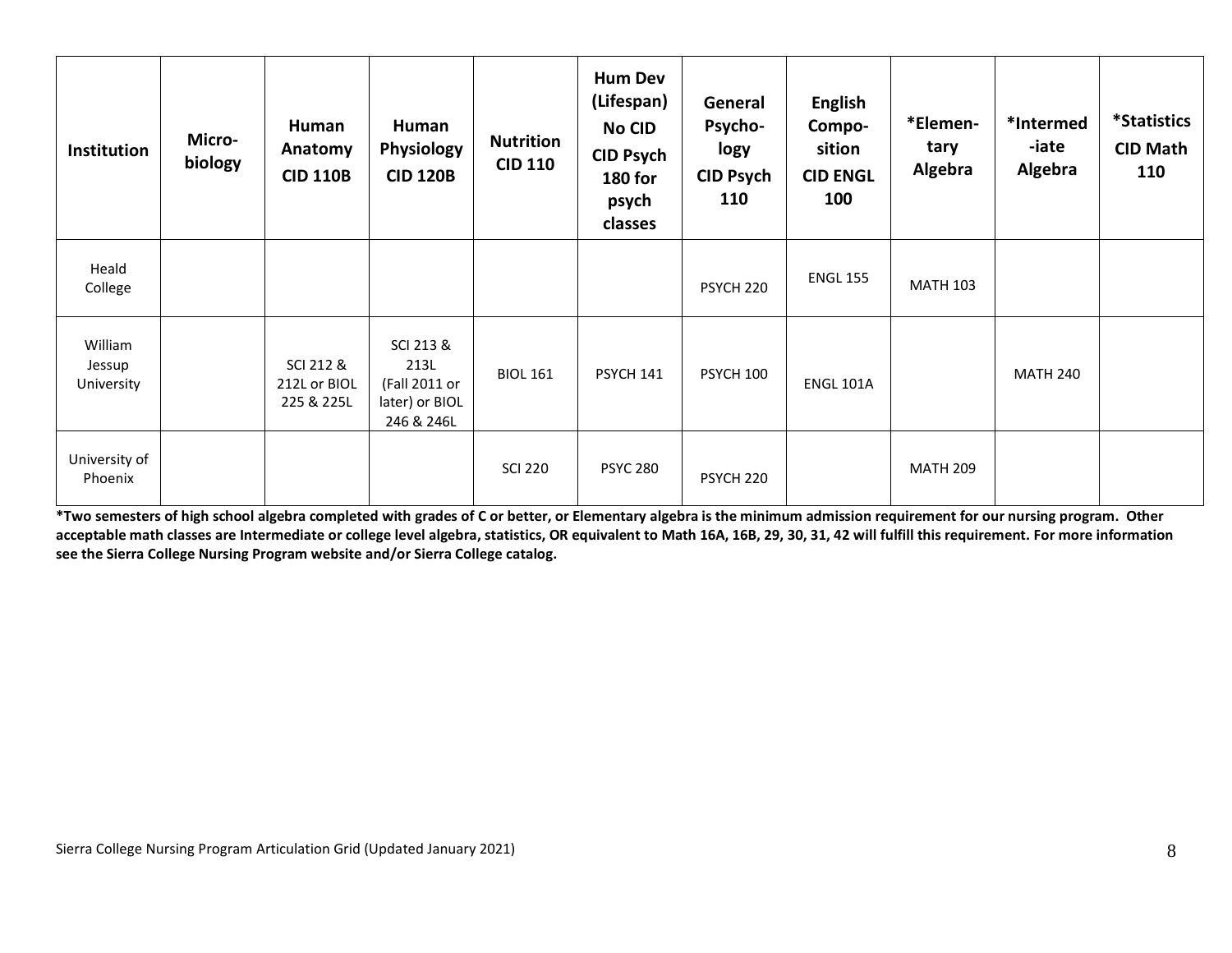| Institution | Micro-biology | Human Anatomy CID 110B | Human Physiology CID 120B | Nutrition CID 110 | Hum Dev (Lifespan) No CID CID Psych 180 for psych classes | General Psycho-logy CID Psych 110 | English Compo-sition CID ENGL 100 | *Elemen-tary Algebra | *Intermed-iate Algebra | *Statistics CID Math 110 |
|---|---|---|---|---|---|---|---|---|---|---|
| Heald College | | | | | | PSYCH 220 | ENGL 155 | MATH 103 | | |
| William Jessup University | | SCI 212 & 212L or BIOL 225 & 225L | SCI 213 & 213L (Fall 2011 or later) or BIOL 246 & 246L | BIOL 161 | PSYCH 141 | PSYCH 100 | ENGL 101A | | MATH 240 | |
| University of Phoenix | | | | SCI 220 | PSYC 280 | PSYCH 220 | | MATH 209 | | |

**\*Two semesters of high school algebra completed with grades of C or better, or Elementary algebra is the minimum admission requirement for our nursing program. Other acceptable math classes are Intermediate or college level algebra, statistics, OR equivalent to Math 16A, 16B, 29, 30, 31, 42 will fulfill this requirement. For more information see the Sierra College Nursing Program website and/or Sierra College catalog.**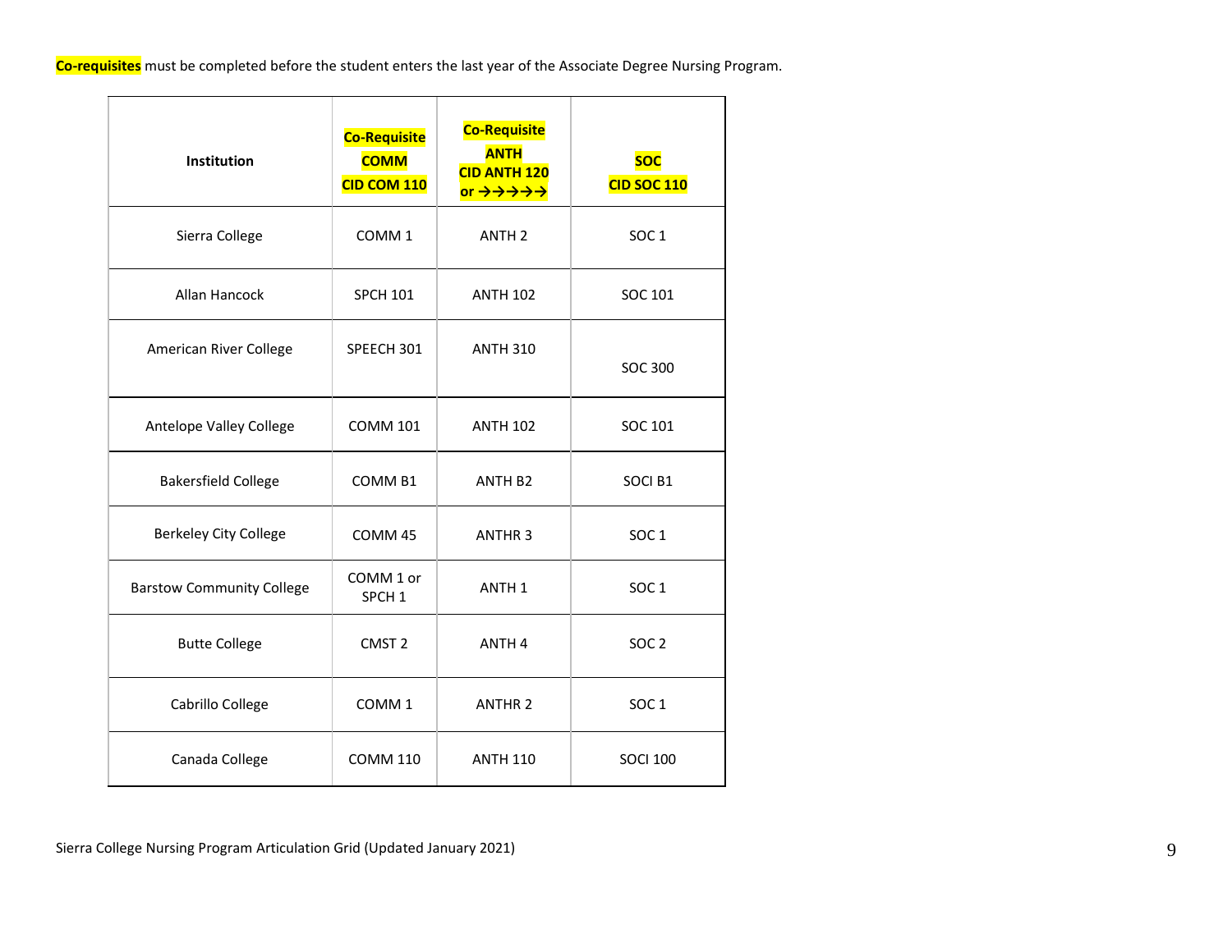**Co-requisites** must be completed before the student enters the last year of the Associate Degree Nursing Program.

| Institution | **Co-Requisite COMM CID COM 110** | **Co-Requisite ANTH CID ANTH 120 or →→→→→** | **SOC CID SOC 110** |
|---|---|---|---|
| Sierra College | COMM 1 | ANTH 2 | SOC 1 |
| Allan Hancock | SPCH 101 | ANTH 102 | SOC 101 |
| American River College | SPEECH 301 | ANTH 310 | SOC 300 |
| Antelope Valley College | COMM 101 | ANTH 102 | SOC 101 |
| Bakersfield College | COMM B1 | ANTH B2 | SOCI B1 |
| Berkeley City College | COMM 45 | ANTHR 3 | SOC 1 |
| Barstow Community College | COMM 1 or SPCH 1 | ANTH 1 | SOC 1 |
| Butte College | CMST 2 | ANTH 4 | SOC 2 |
| Cabrillo College | COMM 1 | ANTHR 2 | SOC 1 |
| Canada College | COMM 110 | ANTH 110 | SOCI 100 |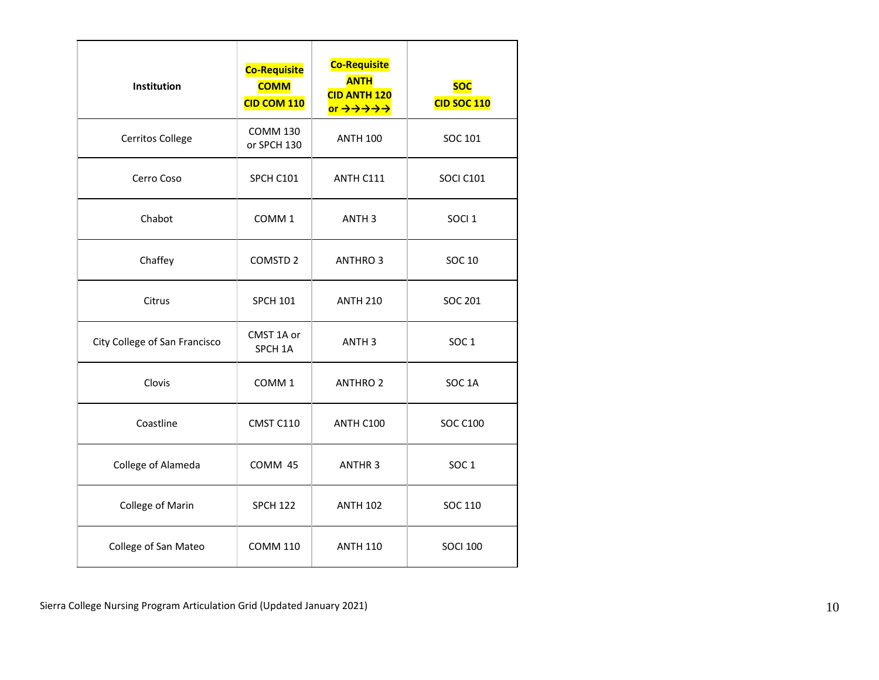| Institution | Co-Requisite COMM CID COM 110 | Co-Requisite ANTH CID ANTH 120 or →→→→→ | SOC CID SOC 110 |
|---|---|---|---|
| Cerritos College | COMM 130 or SPCH 130 | ANTH 100 | SOC 101 |
| Cerro Coso | SPCH C101 | ANTH C111 | SOCI C101 |
| Chabot | COMM 1 | ANTH 3 | SOCI 1 |
| Chaffey | COMSTD 2 | ANTHRO 3 | SOC 10 |
| Citrus | SPCH 101 | ANTH 210 | SOC 201 |
| City College of San Francisco | CMST 1A or SPCH 1A | ANTH 3 | SOC 1 |
| Clovis | COMM 1 | ANTHRO 2 | SOC 1A |
| Coastline | CMST C110 | ANTH C100 | SOC C100 |
| College of Alameda | COMM 45 | ANTHR 3 | SOC 1 |
| College of Marin | SPCH 122 | ANTH 102 | SOC 110 |
| College of San Mateo | COMM 110 | ANTH 110 | SOCI 100 |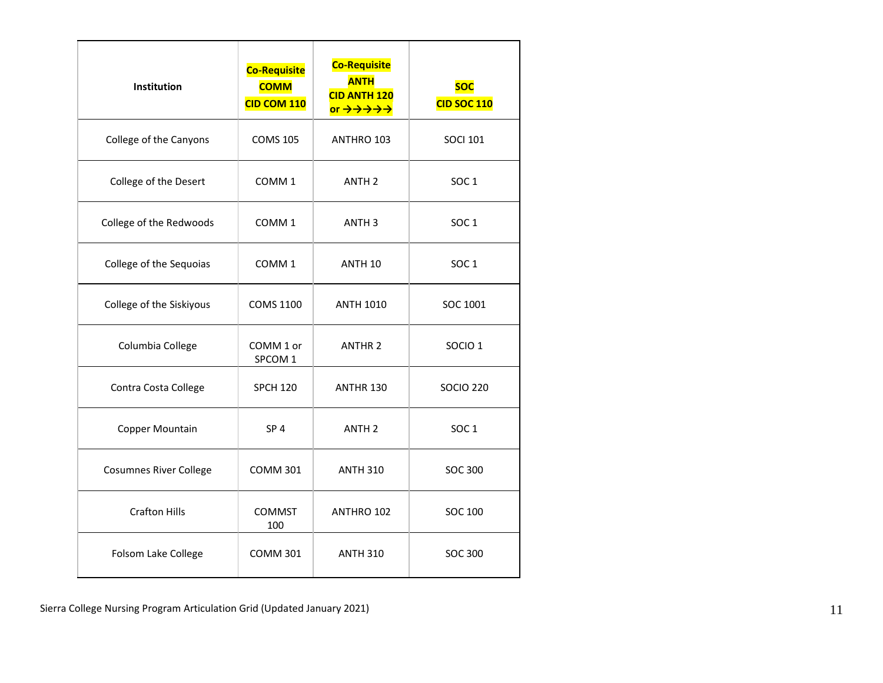| Institution | **Co-Requisite COMM CID COM 110** | **Co-Requisite ANTH CID ANTH 120 or →→→→→** | **SOC CID SOC 110** |
|---|---|---|---|
| College of the Canyons | COMS 105 | ANTHRO 103 | SOCI 101 |
| College of the Desert | COMM 1 | ANTH 2 | SOC 1 |
| College of the Redwoods | COMM 1 | ANTH 3 | SOC 1 |
| College of the Sequoias | COMM 1 | ANTH 10 | SOC 1 |
| College of the Siskiyous | COMS 1100 | ANTH 1010 | SOC 1001 |
| Columbia College | COMM 1 or SPCOM 1 | ANTHR 2 | SOCIO 1 |
| Contra Costa College | SPCH 120 | ANTHR 130 | SOCIO 220 |
| Copper Mountain | SP 4 | ANTH 2 | SOC 1 |
| Cosumnes River College | COMM 301 | ANTH 310 | SOC 300 |
| Crafton Hills | COMMST 100 | ANTHRO 102 | SOC 100 |
| Folsom Lake College | COMM 301 | ANTH 310 | SOC 300 |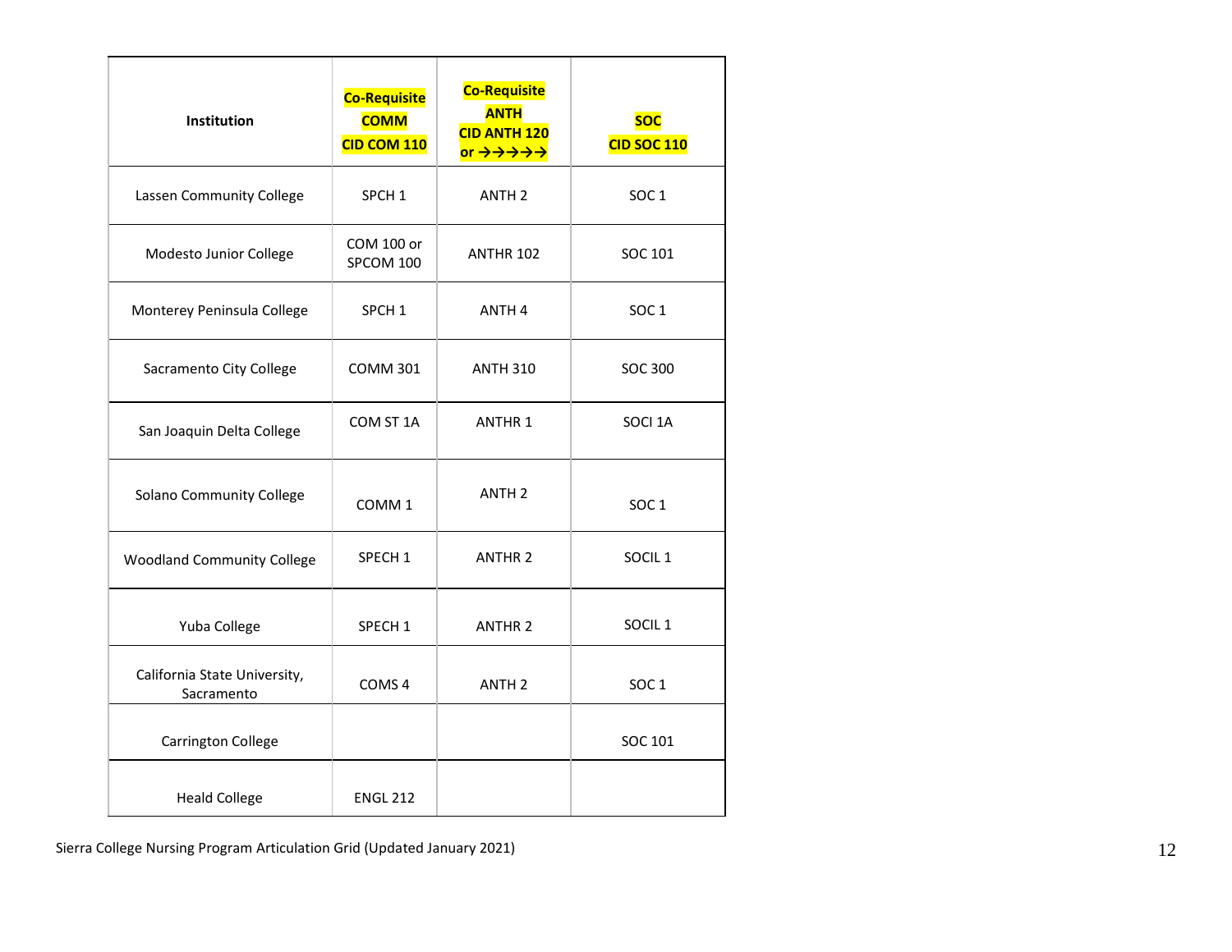| Institution | **Co-Requisite COMM CID COM 110** | **Co-Requisite ANTH CID ANTH 120 or →→→→→** | **SOC CID SOC 110** |
|---|---|---|---|
| Lassen Community College | SPCH 1 | ANTH 2 | SOC 1 |
| Modesto Junior College | COM 100 or SPCOM 100 | ANTHR 102 | SOC 101 |
| Monterey Peninsula College | SPCH 1 | ANTH 4 | SOC 1 |
| Sacramento City College | COMM 301 | ANTH 310 | SOC 300 |
| San Joaquin Delta College | COM ST 1A | ANTHR 1 | SOCI 1A |
| Solano Community College | COMM 1 | ANTH 2 | SOC 1 |
| Woodland Community College | SPECH 1 | ANTHR 2 | SOCIL 1 |
| Yuba College | SPECH 1 | ANTHR 2 | SOCIL 1 |
| California State University, Sacramento | COMS 4 | ANTH 2 | SOC 1 |
| Carrington College | | | SOC 101 |
| Heald College | ENGL 212 | | |

Sierra College Nursing Program Articulation Grid (Updated January 2021)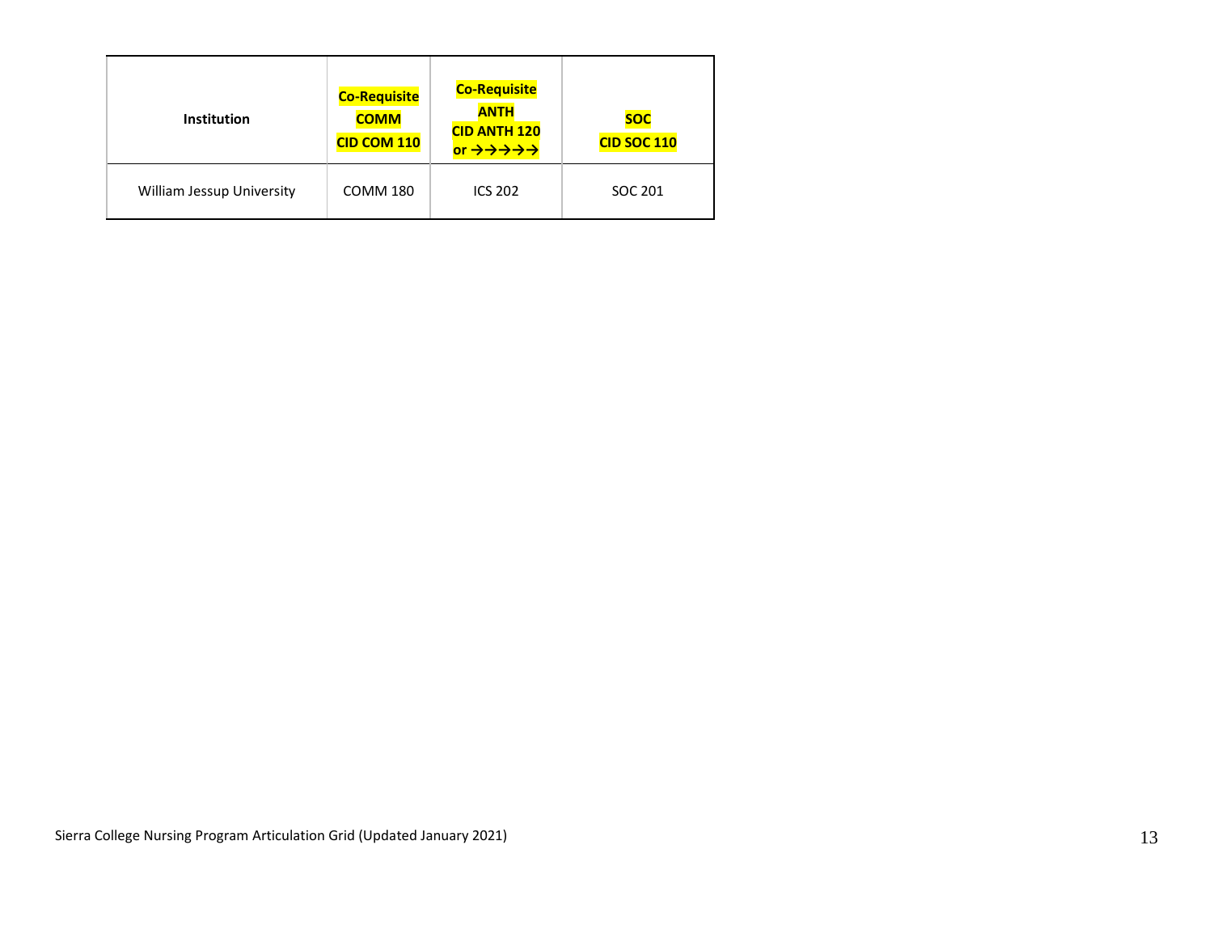| Institution | **Co-Requisite COMM CID COM 110** | **Co-Requisite ANTH CID ANTH 120 or →→→→→** | **SOC CID SOC 110** |
|---|---|---|---|
| William Jessup University | COMM 180 | ICS 202 | SOC 201 |